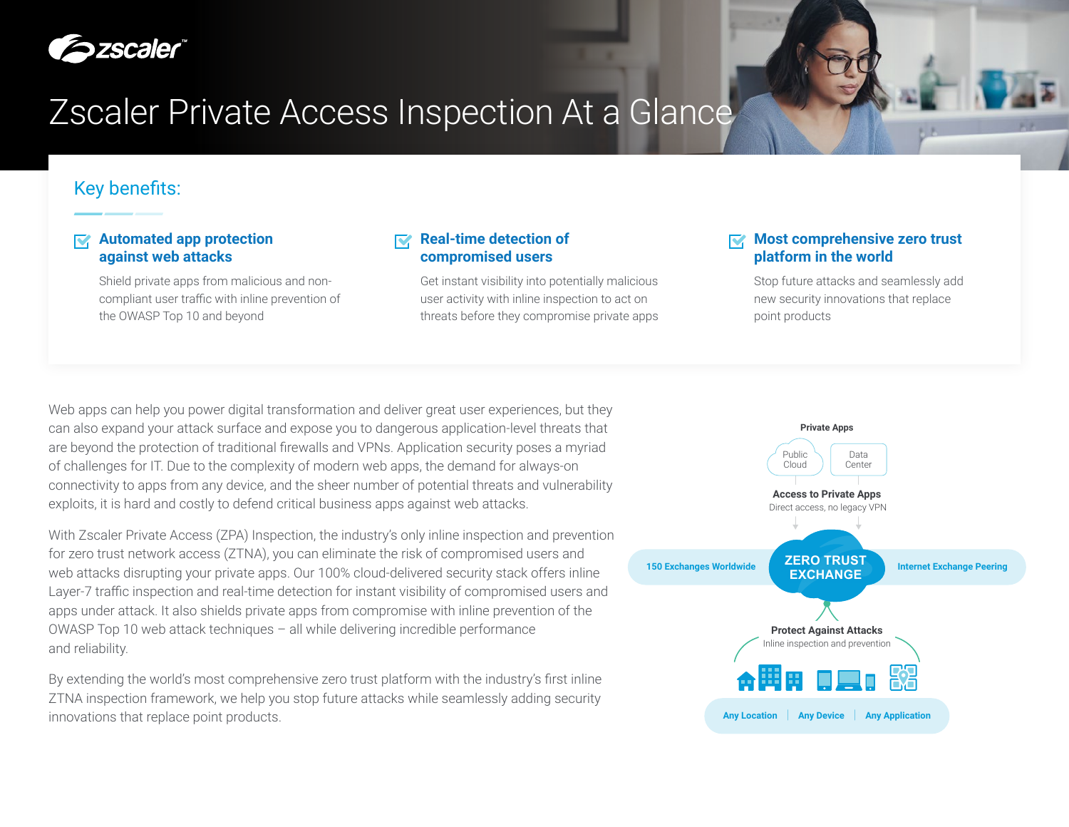# Zscaler Private Access Inspection At a Glance

## Key benefits:

### Automated app protection against web attacks

Shield private apps from malicious and non-compliant user traffic with inline prevention of the OWASP Top 10 and beyond

### Real-time detection of compromised users

Get instant visibility into potentially malicious user activity with inline inspection to act on threats before they compromise private apps

### Most comprehensive zero trust platform in the world

Stop future attacks and seamlessly add new security innovations that replace point products

Web apps can help you power digital transformation and deliver great user experiences, but they can also expand your attack surface and expose you to dangerous application-level threats that are beyond the protection of traditional firewalls and VPNs. Application security poses a myriad of challenges for IT. Due to the complexity of modern web apps, the demand for always-on connectivity to apps from any device, and the sheer number of potential threats and vulnerability exploits, it is hard and costly to defend critical business apps against web attacks.

With Zscaler Private Access (ZPA) Inspection, the industry's only inline inspection and prevention for zero trust network access (ZTNA), you can eliminate the risk of compromised users and web attacks disrupting your private apps. Our 100% cloud-delivered security stack offers inline Layer-7 traffic inspection and real-time detection for instant visibility of compromised users and apps under attack. It also shields private apps from compromise with inline prevention of the OWASP Top 10 web attack techniques – all while delivering incredible performance and reliability.

By extending the world's most comprehensive zero trust platform with the industry's first inline ZTNA inspection framework, we help you stop future attacks while seamlessly adding security innovations that replace point products.

Private Apps

Public Cloud | Data Center

**Access to Private Apps**
Direct access, no legacy VPN

150 Exchanges Worldwide — **ZERO TRUST EXCHANGE** — Internet Exchange Peering

**Protect Against Attacks**
Inline inspection and prevention

Any Location | Any Device | Any Application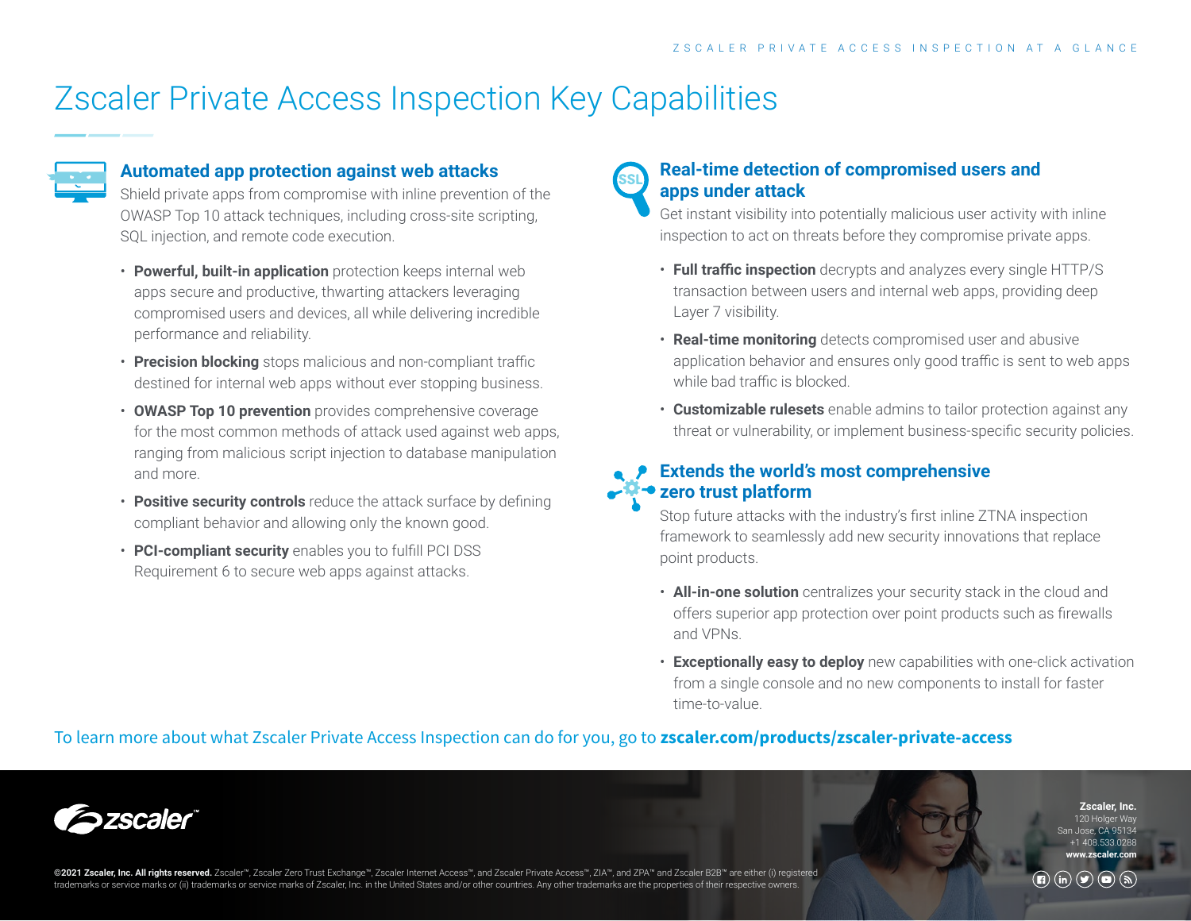# Zscaler Private Access Inspection Key Capabilities

## Automated app protection against web attacks

Shield private apps from compromise with inline prevention of the OWASP Top 10 attack techniques, including cross-site scripting, SQL injection, and remote code execution.

- **Powerful, built-in application** protection keeps internal web apps secure and productive, thwarting attackers leveraging compromised users and devices, all while delivering incredible performance and reliability.
- **Precision blocking** stops malicious and non-compliant traffic destined for internal web apps without ever stopping business.
- **OWASP Top 10 prevention** provides comprehensive coverage for the most common methods of attack used against web apps, ranging from malicious script injection to database manipulation and more.
- **Positive security controls** reduce the attack surface by defining compliant behavior and allowing only the known good.
- **PCI-compliant security** enables you to fulfill PCI DSS Requirement 6 to secure web apps against attacks.

## Real-time detection of compromised users and apps under attack

Get instant visibility into potentially malicious user activity with inline inspection to act on threats before they compromise private apps.

- **Full traffic inspection** decrypts and analyzes every single HTTP/S transaction between users and internal web apps, providing deep Layer 7 visibility.
- **Real-time monitoring** detects compromised user and abusive application behavior and ensures only good traffic is sent to web apps while bad traffic is blocked.
- **Customizable rulesets** enable admins to tailor protection against any threat or vulnerability, or implement business-specific security policies.

## Extends the world's most comprehensive zero trust platform

Stop future attacks with the industry's first inline ZTNA inspection framework to seamlessly add new security innovations that replace point products.

- **All-in-one solution** centralizes your security stack in the cloud and offers superior app protection over point products such as firewalls and VPNs.
- **Exceptionally easy to deploy** new capabilities with one-click activation from a single console and no new components to install for faster time-to-value.

To learn more about what Zscaler Private Access Inspection can do for you, go to **zscaler.com/products/zscaler-private-access**

**Zscaler, Inc.**
120 Holger Way
San Jose, CA 95134
+1 408.533.0288
**www.zscaler.com**

**©2021 Zscaler, Inc. All rights reserved.** Zscaler™, Zscaler Zero Trust Exchange™, Zscaler Internet Access™, and Zscaler Private Access™, ZIA™, and ZPA™ and Zscaler B2B™ are either (i) registered trademarks or service marks or (ii) trademarks or service marks of Zscaler, Inc. in the United States and/or other countries. Any other trademarks are the properties of their respective owners.